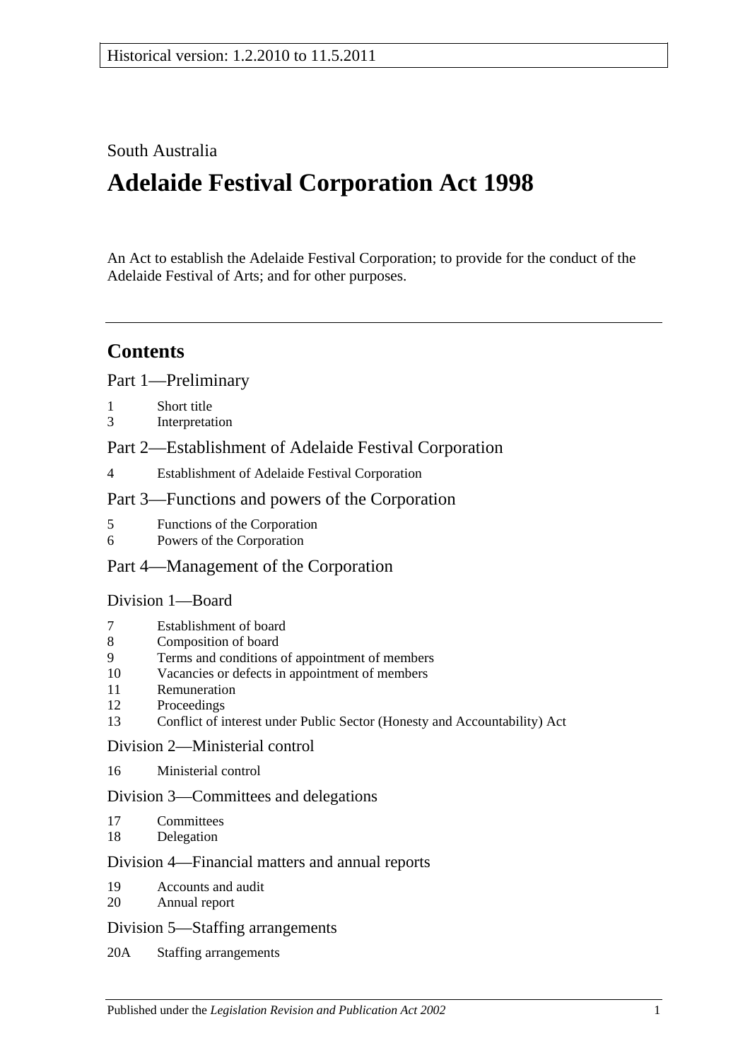Historical version: 1.2.2010 to 11.5.2011

South Australia

# Adelaide Festival Corporation Act 1998

An Act to establish the Adelaide Festival Corporation; to provide for the conduct of the Adelaide Festival of Arts; and for other purposes.

## Contents

### Part 1—Preliminary

1 Short title
3 Interpretation

### Part 2—Establishment of Adelaide Festival Corporation

4 Establishment of Adelaide Festival Corporation

### Part 3—Functions and powers of the Corporation

5 Functions of the Corporation
6 Powers of the Corporation

### Part 4—Management of the Corporation

#### Division 1—Board

7 Establishment of board
8 Composition of board
9 Terms and conditions of appointment of members
10 Vacancies or defects in appointment of members
11 Remuneration
12 Proceedings
13 Conflict of interest under Public Sector (Honesty and Accountability) Act

#### Division 2—Ministerial control

16 Ministerial control

#### Division 3—Committees and delegations

17 Committees
18 Delegation

#### Division 4—Financial matters and annual reports

19 Accounts and audit
20 Annual report

#### Division 5—Staffing arrangements

20A Staffing arrangements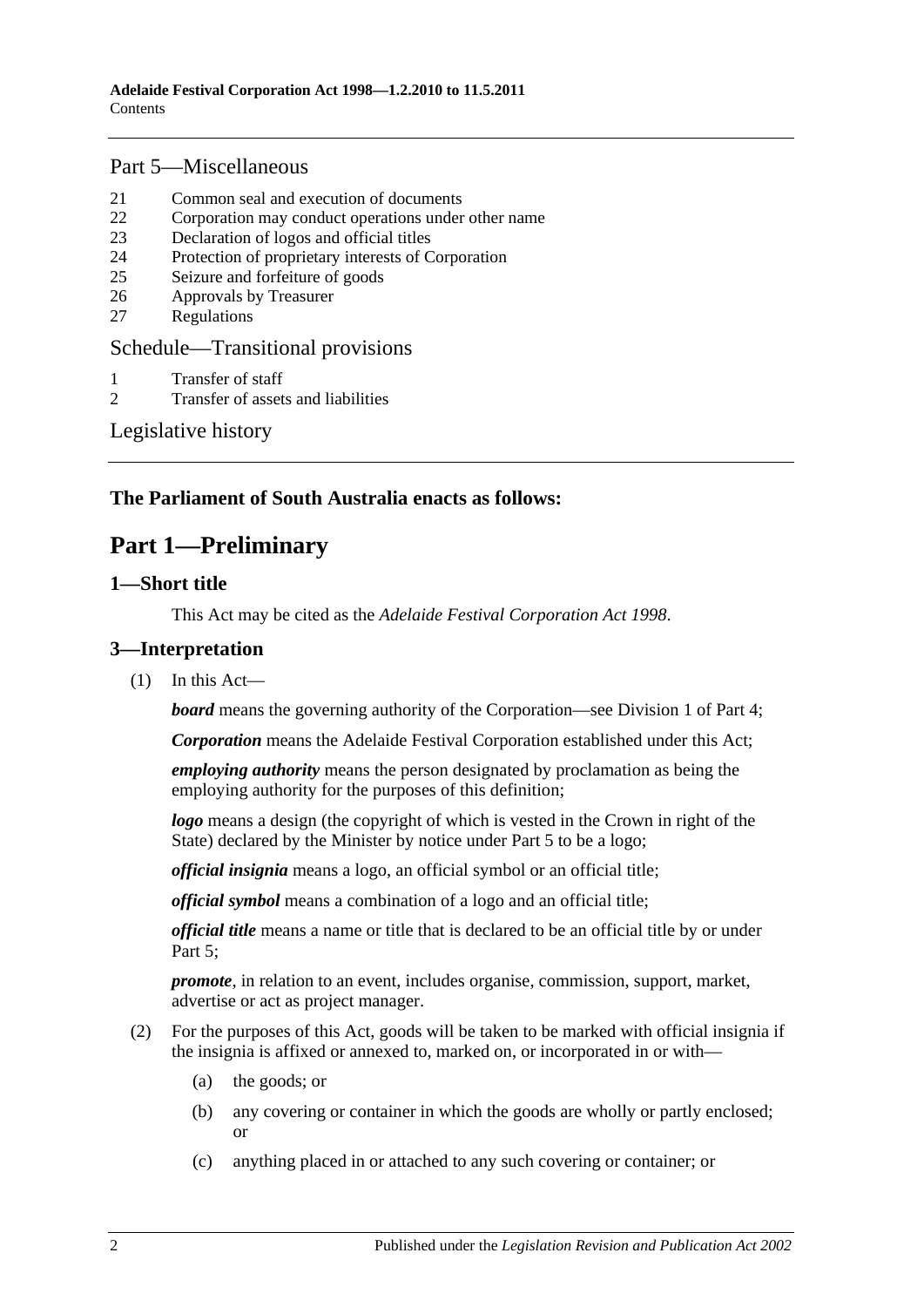## Part 5—Miscellaneous

21 Common seal and execution of documents
22 Corporation may conduct operations under other name
23 Declaration of logos and official titles
24 Protection of proprietary interests of Corporation
25 Seizure and forfeiture of goods
26 Approvals by Treasurer
27 Regulations

## Schedule—Transitional provisions

1 Transfer of staff
2 Transfer of assets and liabilities

## Legislative history

**The Parliament of South Australia enacts as follows:**

# Part 1—Preliminary

### 1—Short title

This Act may be cited as the *Adelaide Festival Corporation Act 1998*.

### 3—Interpretation

(1) In this Act—

***board*** means the governing authority of the Corporation—see Division 1 of Part 4;

***Corporation*** means the Adelaide Festival Corporation established under this Act;

***employing authority*** means the person designated by proclamation as being the employing authority for the purposes of this definition;

***logo*** means a design (the copyright of which is vested in the Crown in right of the State) declared by the Minister by notice under Part 5 to be a logo;

***official insignia*** means a logo, an official symbol or an official title;

***official symbol*** means a combination of a logo and an official title;

***official title*** means a name or title that is declared to be an official title by or under Part 5;

***promote***, in relation to an event, includes organise, commission, support, market, advertise or act as project manager.

(2) For the purposes of this Act, goods will be taken to be marked with official insignia if the insignia is affixed or annexed to, marked on, or incorporated in or with—

(a) the goods; or

(b) any covering or container in which the goods are wholly or partly enclosed; or

(c) anything placed in or attached to any such covering or container; or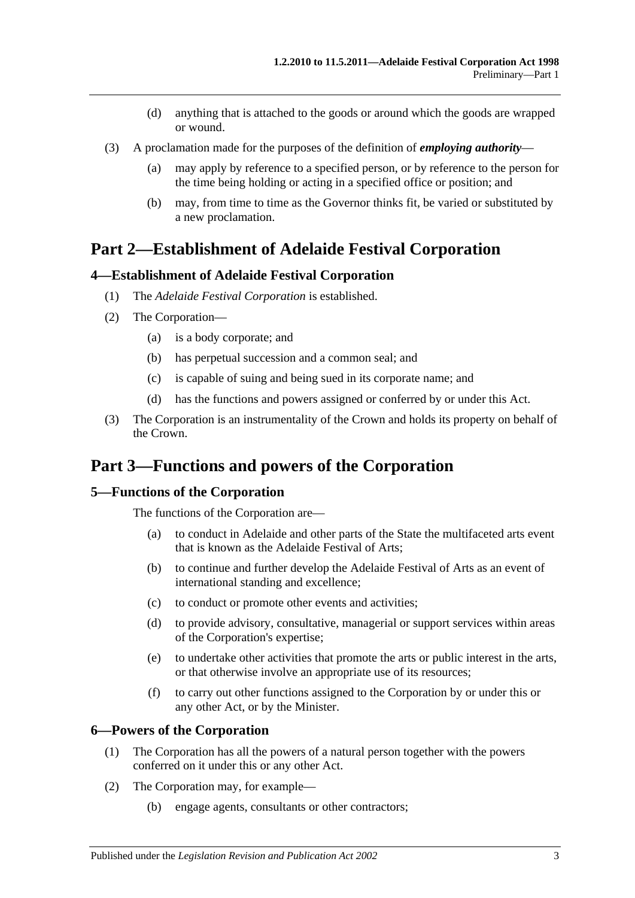(d) anything that is attached to the goods or around which the goods are wrapped or wound.

(3) A proclamation made for the purposes of the definition of ***employing authority***—

(a) may apply by reference to a specified person, or by reference to the person for the time being holding or acting in a specified office or position; and

(b) may, from time to time as the Governor thinks fit, be varied or substituted by a new proclamation.

# Part 2—Establishment of Adelaide Festival Corporation

## 4—Establishment of Adelaide Festival Corporation

(1) The *Adelaide Festival Corporation* is established.

(2) The Corporation—

(a) is a body corporate; and

(b) has perpetual succession and a common seal; and

(c) is capable of suing and being sued in its corporate name; and

(d) has the functions and powers assigned or conferred by or under this Act.

(3) The Corporation is an instrumentality of the Crown and holds its property on behalf of the Crown.

# Part 3—Functions and powers of the Corporation

## 5—Functions of the Corporation

The functions of the Corporation are—

(a) to conduct in Adelaide and other parts of the State the multifaceted arts event that is known as the Adelaide Festival of Arts;

(b) to continue and further develop the Adelaide Festival of Arts as an event of international standing and excellence;

(c) to conduct or promote other events and activities;

(d) to provide advisory, consultative, managerial or support services within areas of the Corporation's expertise;

(e) to undertake other activities that promote the arts or public interest in the arts, or that otherwise involve an appropriate use of its resources;

(f) to carry out other functions assigned to the Corporation by or under this or any other Act, or by the Minister.

## 6—Powers of the Corporation

(1) The Corporation has all the powers of a natural person together with the powers conferred on it under this or any other Act.

(2) The Corporation may, for example—

(b) engage agents, consultants or other contractors;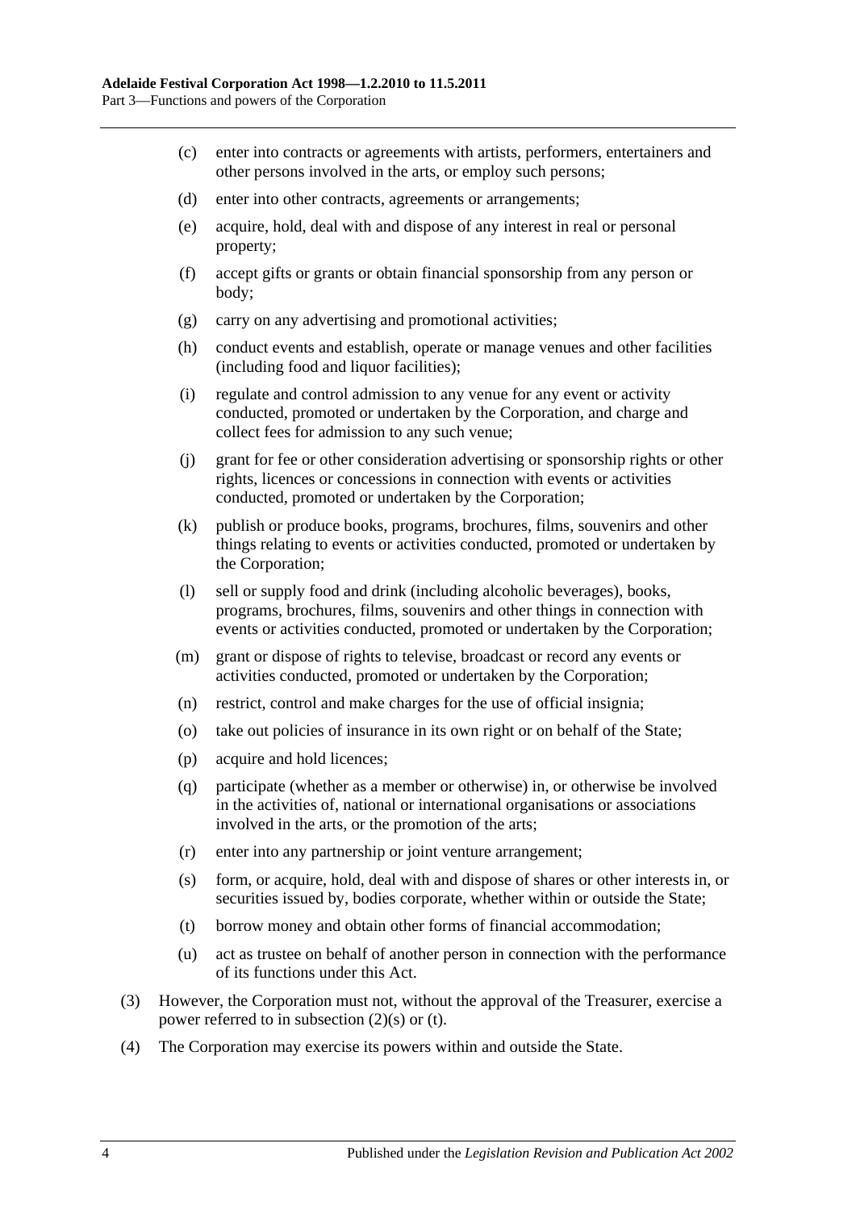(c) enter into contracts or agreements with artists, performers, entertainers and other persons involved in the arts, or employ such persons;

(d) enter into other contracts, agreements or arrangements;

(e) acquire, hold, deal with and dispose of any interest in real or personal property;

(f) accept gifts or grants or obtain financial sponsorship from any person or body;

(g) carry on any advertising and promotional activities;

(h) conduct events and establish, operate or manage venues and other facilities (including food and liquor facilities);

(i) regulate and control admission to any venue for any event or activity conducted, promoted or undertaken by the Corporation, and charge and collect fees for admission to any such venue;

(j) grant for fee or other consideration advertising or sponsorship rights or other rights, licences or concessions in connection with events or activities conducted, promoted or undertaken by the Corporation;

(k) publish or produce books, programs, brochures, films, souvenirs and other things relating to events or activities conducted, promoted or undertaken by the Corporation;

(l) sell or supply food and drink (including alcoholic beverages), books, programs, brochures, films, souvenirs and other things in connection with events or activities conducted, promoted or undertaken by the Corporation;

(m) grant or dispose of rights to televise, broadcast or record any events or activities conducted, promoted or undertaken by the Corporation;

(n) restrict, control and make charges for the use of official insignia;

(o) take out policies of insurance in its own right or on behalf of the State;

(p) acquire and hold licences;

(q) participate (whether as a member or otherwise) in, or otherwise be involved in the activities of, national or international organisations or associations involved in the arts, or the promotion of the arts;

(r) enter into any partnership or joint venture arrangement;

(s) form, or acquire, hold, deal with and dispose of shares or other interests in, or securities issued by, bodies corporate, whether within or outside the State;

(t) borrow money and obtain other forms of financial accommodation;

(u) act as trustee on behalf of another person in connection with the performance of its functions under this Act.

(3) However, the Corporation must not, without the approval of the Treasurer, exercise a power referred to in subsection (2)(s) or (t).

(4) The Corporation may exercise its powers within and outside the State.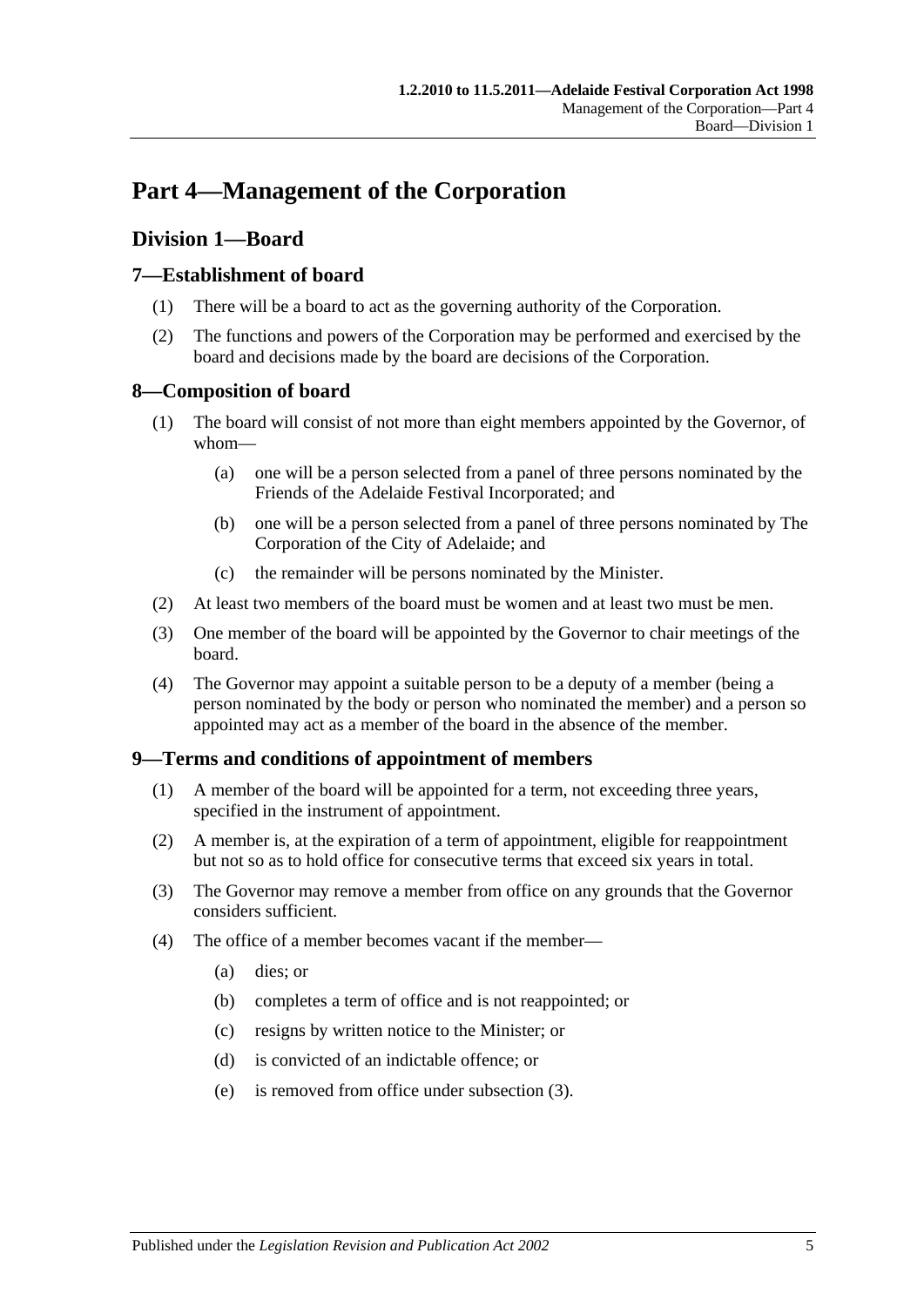# Part 4—Management of the Corporation

## Division 1—Board

### 7—Establishment of board

(1) There will be a board to act as the governing authority of the Corporation.

(2) The functions and powers of the Corporation may be performed and exercised by the board and decisions made by the board are decisions of the Corporation.

### 8—Composition of board

(1) The board will consist of not more than eight members appointed by the Governor, of whom—

- (a) one will be a person selected from a panel of three persons nominated by the Friends of the Adelaide Festival Incorporated; and
- (b) one will be a person selected from a panel of three persons nominated by The Corporation of the City of Adelaide; and
- (c) the remainder will be persons nominated by the Minister.

(2) At least two members of the board must be women and at least two must be men.

(3) One member of the board will be appointed by the Governor to chair meetings of the board.

(4) The Governor may appoint a suitable person to be a deputy of a member (being a person nominated by the body or person who nominated the member) and a person so appointed may act as a member of the board in the absence of the member.

### 9—Terms and conditions of appointment of members

(1) A member of the board will be appointed for a term, not exceeding three years, specified in the instrument of appointment.

(2) A member is, at the expiration of a term of appointment, eligible for reappointment but not so as to hold office for consecutive terms that exceed six years in total.

(3) The Governor may remove a member from office on any grounds that the Governor considers sufficient.

(4) The office of a member becomes vacant if the member—

- (a) dies; or
- (b) completes a term of office and is not reappointed; or
- (c) resigns by written notice to the Minister; or
- (d) is convicted of an indictable offence; or
- (e) is removed from office under subsection (3).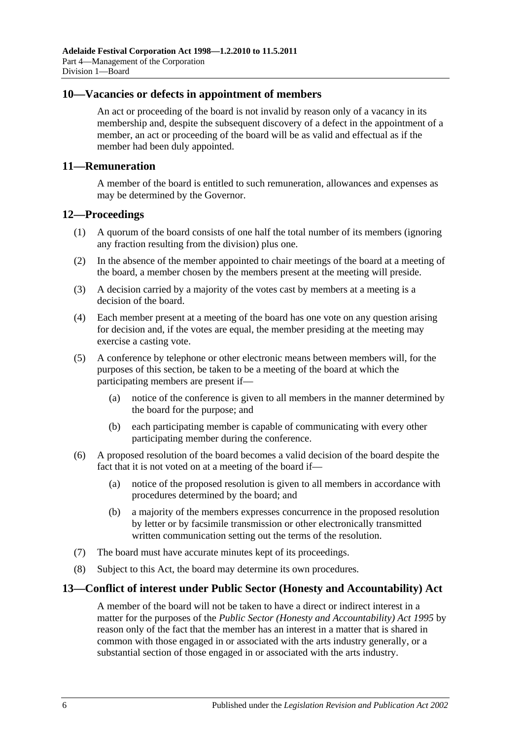## 10—Vacancies or defects in appointment of members

An act or proceeding of the board is not invalid by reason only of a vacancy in its membership and, despite the subsequent discovery of a defect in the appointment of a member, an act or proceeding of the board will be as valid and effectual as if the member had been duly appointed.

## 11—Remuneration

A member of the board is entitled to such remuneration, allowances and expenses as may be determined by the Governor.

## 12—Proceedings

(1) A quorum of the board consists of one half the total number of its members (ignoring any fraction resulting from the division) plus one.

(2) In the absence of the member appointed to chair meetings of the board at a meeting of the board, a member chosen by the members present at the meeting will preside.

(3) A decision carried by a majority of the votes cast by members at a meeting is a decision of the board.

(4) Each member present at a meeting of the board has one vote on any question arising for decision and, if the votes are equal, the member presiding at the meeting may exercise a casting vote.

(5) A conference by telephone or other electronic means between members will, for the purposes of this section, be taken to be a meeting of the board at which the participating members are present if—

(a) notice of the conference is given to all members in the manner determined by the board for the purpose; and

(b) each participating member is capable of communicating with every other participating member during the conference.

(6) A proposed resolution of the board becomes a valid decision of the board despite the fact that it is not voted on at a meeting of the board if—

(a) notice of the proposed resolution is given to all members in accordance with procedures determined by the board; and

(b) a majority of the members expresses concurrence in the proposed resolution by letter or by facsimile transmission or other electronically transmitted written communication setting out the terms of the resolution.

(7) The board must have accurate minutes kept of its proceedings.

(8) Subject to this Act, the board may determine its own procedures.

## 13—Conflict of interest under Public Sector (Honesty and Accountability) Act

A member of the board will not be taken to have a direct or indirect interest in a matter for the purposes of the *Public Sector (Honesty and Accountability) Act 1995* by reason only of the fact that the member has an interest in a matter that is shared in common with those engaged in or associated with the arts industry generally, or a substantial section of those engaged in or associated with the arts industry.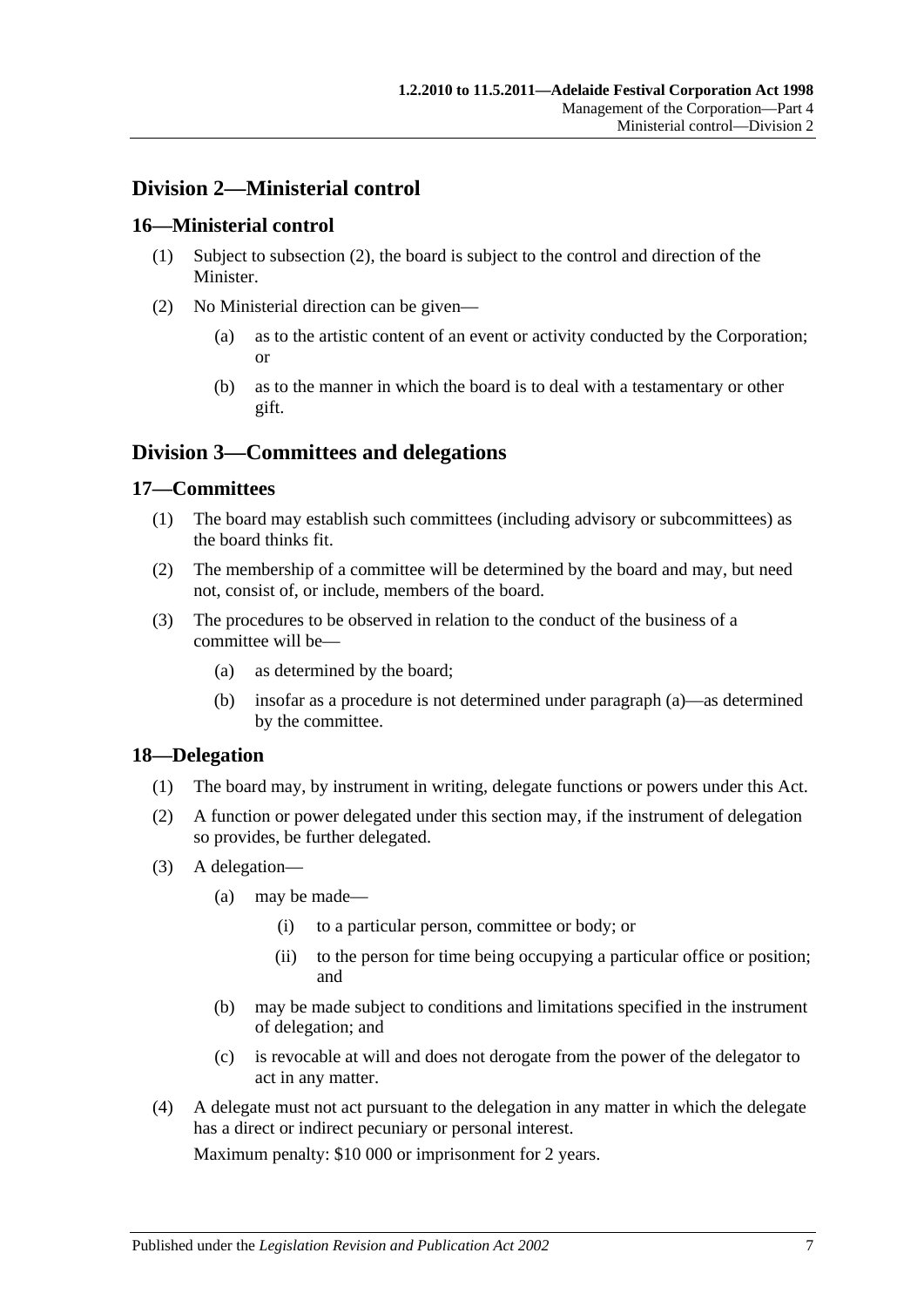## Division 2—Ministerial control

### 16—Ministerial control

(1) Subject to subsection (2), the board is subject to the control and direction of the Minister.

(2) No Ministerial direction can be given—

(a) as to the artistic content of an event or activity conducted by the Corporation; or

(b) as to the manner in which the board is to deal with a testamentary or other gift.

## Division 3—Committees and delegations

### 17—Committees

(1) The board may establish such committees (including advisory or subcommittees) as the board thinks fit.

(2) The membership of a committee will be determined by the board and may, but need not, consist of, or include, members of the board.

(3) The procedures to be observed in relation to the conduct of the business of a committee will be—

(a) as determined by the board;

(b) insofar as a procedure is not determined under paragraph (a)—as determined by the committee.

### 18—Delegation

(1) The board may, by instrument in writing, delegate functions or powers under this Act.

(2) A function or power delegated under this section may, if the instrument of delegation so provides, be further delegated.

(3) A delegation—

(a) may be made—

(i) to a particular person, committee or body; or

(ii) to the person for time being occupying a particular office or position; and

(b) may be made subject to conditions and limitations specified in the instrument of delegation; and

(c) is revocable at will and does not derogate from the power of the delegator to act in any matter.

(4) A delegate must not act pursuant to the delegation in any matter in which the delegate has a direct or indirect pecuniary or personal interest.

Maximum penalty: $10 000 or imprisonment for 2 years.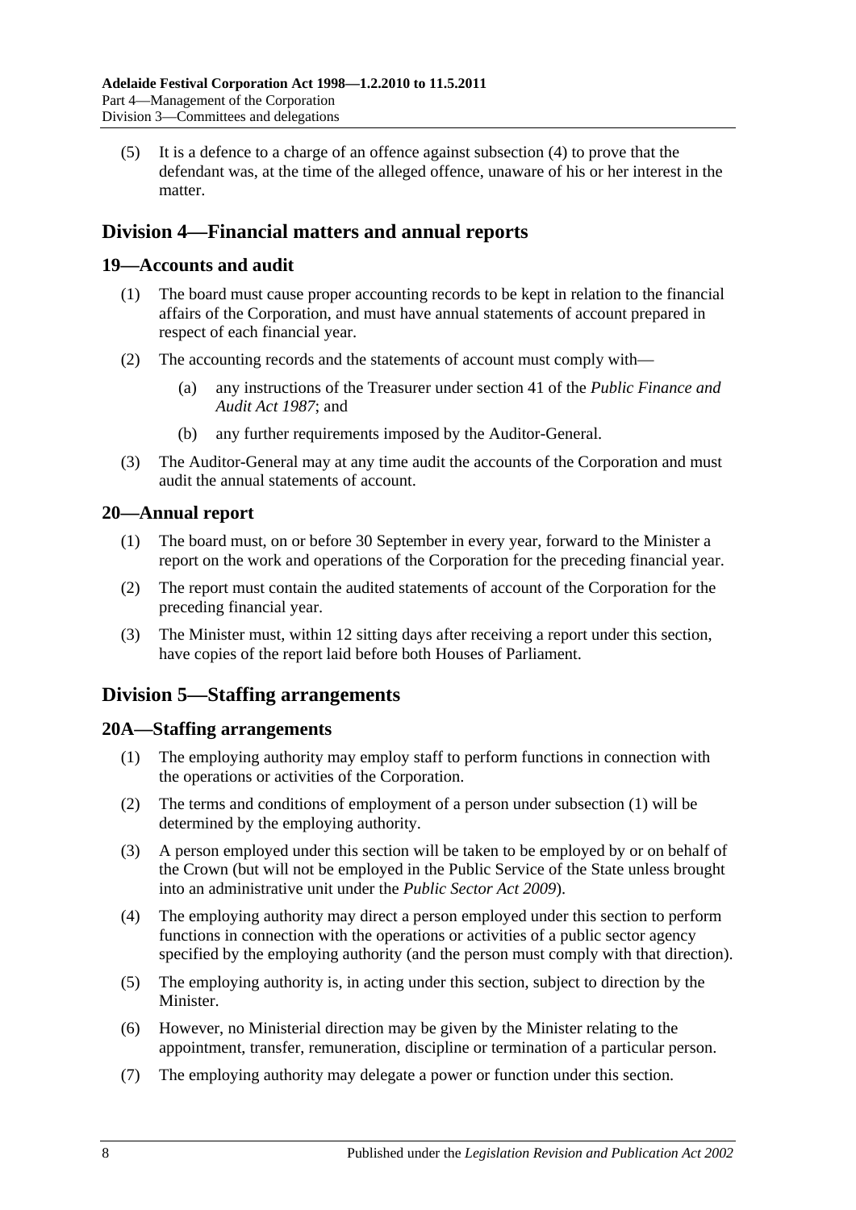(5) It is a defence to a charge of an offence against subsection (4) to prove that the defendant was, at the time of the alleged offence, unaware of his or her interest in the matter.

## Division 4—Financial matters and annual reports

### 19—Accounts and audit

(1) The board must cause proper accounting records to be kept in relation to the financial affairs of the Corporation, and must have annual statements of account prepared in respect of each financial year.

(2) The accounting records and the statements of account must comply with—

(a) any instructions of the Treasurer under section 41 of the *Public Finance and Audit Act 1987*; and

(b) any further requirements imposed by the Auditor-General.

(3) The Auditor-General may at any time audit the accounts of the Corporation and must audit the annual statements of account.

### 20—Annual report

(1) The board must, on or before 30 September in every year, forward to the Minister a report on the work and operations of the Corporation for the preceding financial year.

(2) The report must contain the audited statements of account of the Corporation for the preceding financial year.

(3) The Minister must, within 12 sitting days after receiving a report under this section, have copies of the report laid before both Houses of Parliament.

## Division 5—Staffing arrangements

### 20A—Staffing arrangements

(1) The employing authority may employ staff to perform functions in connection with the operations or activities of the Corporation.

(2) The terms and conditions of employment of a person under subsection (1) will be determined by the employing authority.

(3) A person employed under this section will be taken to be employed by or on behalf of the Crown (but will not be employed in the Public Service of the State unless brought into an administrative unit under the *Public Sector Act 2009*).

(4) The employing authority may direct a person employed under this section to perform functions in connection with the operations or activities of a public sector agency specified by the employing authority (and the person must comply with that direction).

(5) The employing authority is, in acting under this section, subject to direction by the Minister.

(6) However, no Ministerial direction may be given by the Minister relating to the appointment, transfer, remuneration, discipline or termination of a particular person.

(7) The employing authority may delegate a power or function under this section.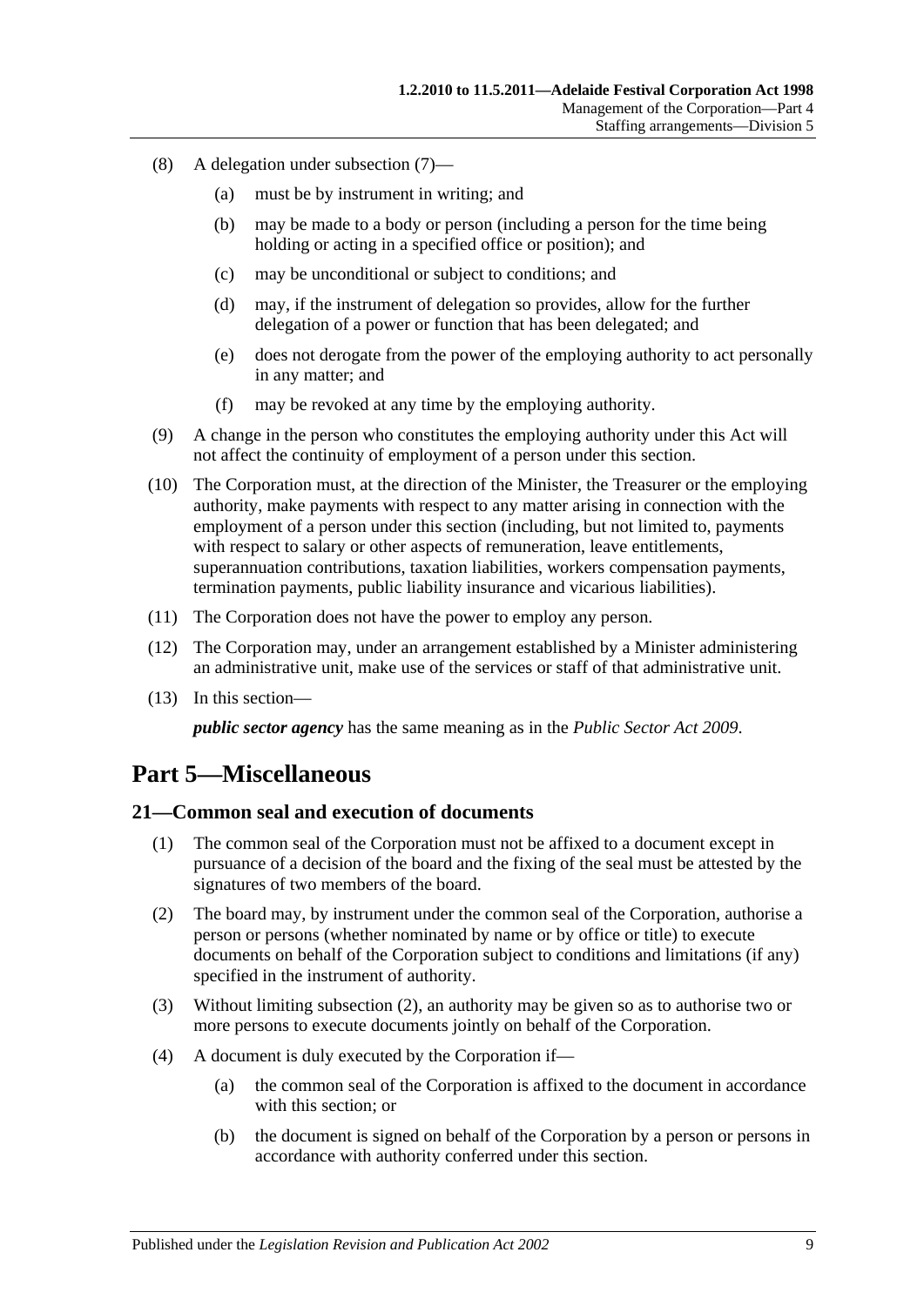(8) A delegation under subsection (7)—

(a) must be by instrument in writing; and

(b) may be made to a body or person (including a person for the time being holding or acting in a specified office or position); and

(c) may be unconditional or subject to conditions; and

(d) may, if the instrument of delegation so provides, allow for the further delegation of a power or function that has been delegated; and

(e) does not derogate from the power of the employing authority to act personally in any matter; and

(f) may be revoked at any time by the employing authority.

(9) A change in the person who constitutes the employing authority under this Act will not affect the continuity of employment of a person under this section.

(10) The Corporation must, at the direction of the Minister, the Treasurer or the employing authority, make payments with respect to any matter arising in connection with the employment of a person under this section (including, but not limited to, payments with respect to salary or other aspects of remuneration, leave entitlements, superannuation contributions, taxation liabilities, workers compensation payments, termination payments, public liability insurance and vicarious liabilities).

(11) The Corporation does not have the power to employ any person.

(12) The Corporation may, under an arrangement established by a Minister administering an administrative unit, make use of the services or staff of that administrative unit.

(13) In this section—

***public sector agency*** has the same meaning as in the *Public Sector Act 2009*.

# Part 5—Miscellaneous

## 21—Common seal and execution of documents

(1) The common seal of the Corporation must not be affixed to a document except in pursuance of a decision of the board and the fixing of the seal must be attested by the signatures of two members of the board.

(2) The board may, by instrument under the common seal of the Corporation, authorise a person or persons (whether nominated by name or by office or title) to execute documents on behalf of the Corporation subject to conditions and limitations (if any) specified in the instrument of authority.

(3) Without limiting subsection (2), an authority may be given so as to authorise two or more persons to execute documents jointly on behalf of the Corporation.

(4) A document is duly executed by the Corporation if—

(a) the common seal of the Corporation is affixed to the document in accordance with this section; or

(b) the document is signed on behalf of the Corporation by a person or persons in accordance with authority conferred under this section.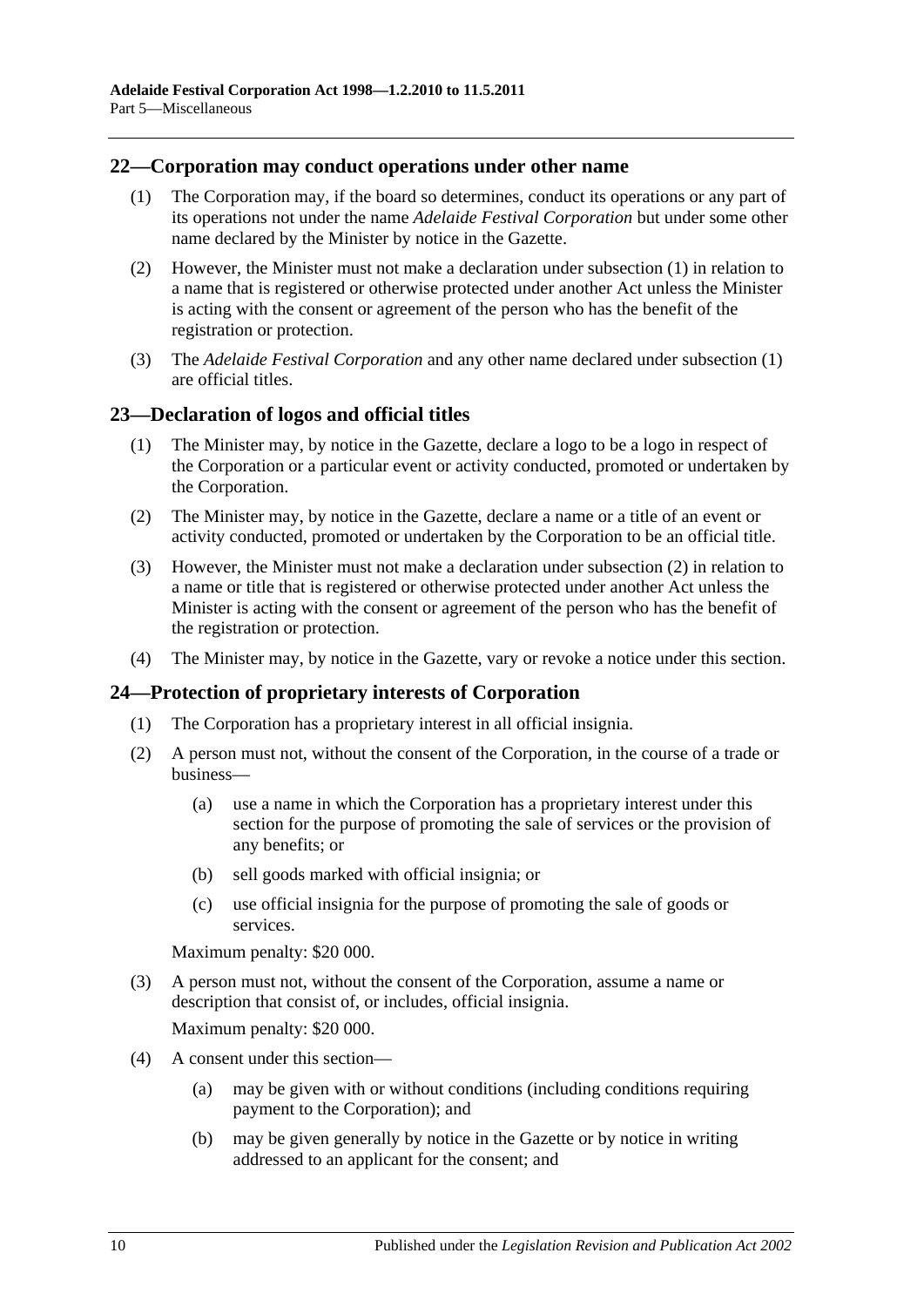## 22—Corporation may conduct operations under other name

(1) The Corporation may, if the board so determines, conduct its operations or any part of its operations not under the name *Adelaide Festival Corporation* but under some other name declared by the Minister by notice in the Gazette.

(2) However, the Minister must not make a declaration under subsection (1) in relation to a name that is registered or otherwise protected under another Act unless the Minister is acting with the consent or agreement of the person who has the benefit of the registration or protection.

(3) The *Adelaide Festival Corporation* and any other name declared under subsection (1) are official titles.

## 23—Declaration of logos and official titles

(1) The Minister may, by notice in the Gazette, declare a logo to be a logo in respect of the Corporation or a particular event or activity conducted, promoted or undertaken by the Corporation.

(2) The Minister may, by notice in the Gazette, declare a name or a title of an event or activity conducted, promoted or undertaken by the Corporation to be an official title.

(3) However, the Minister must not make a declaration under subsection (2) in relation to a name or title that is registered or otherwise protected under another Act unless the Minister is acting with the consent or agreement of the person who has the benefit of the registration or protection.

(4) The Minister may, by notice in the Gazette, vary or revoke a notice under this section.

## 24—Protection of proprietary interests of Corporation

(1) The Corporation has a proprietary interest in all official insignia.

(2) A person must not, without the consent of the Corporation, in the course of a trade or business—

(a) use a name in which the Corporation has a proprietary interest under this section for the purpose of promoting the sale of services or the provision of any benefits; or

(b) sell goods marked with official insignia; or

(c) use official insignia for the purpose of promoting the sale of goods or services.

Maximum penalty: $20 000.

(3) A person must not, without the consent of the Corporation, assume a name or description that consist of, or includes, official insignia.

Maximum penalty: $20 000.

(4) A consent under this section—

(a) may be given with or without conditions (including conditions requiring payment to the Corporation); and

(b) may be given generally by notice in the Gazette or by notice in writing addressed to an applicant for the consent; and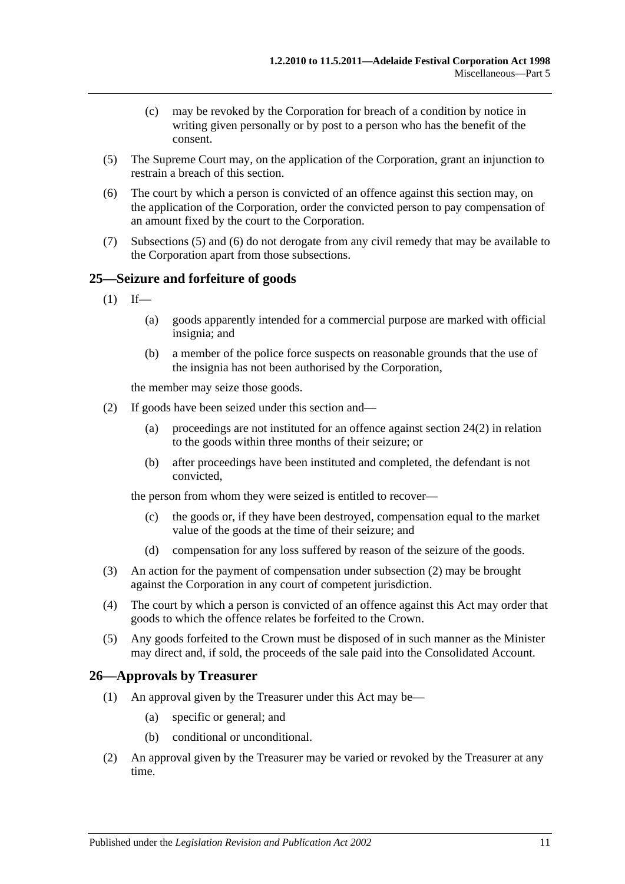(c) may be revoked by the Corporation for breach of a condition by notice in writing given personally or by post to a person who has the benefit of the consent.

(5) The Supreme Court may, on the application of the Corporation, grant an injunction to restrain a breach of this section.

(6) The court by which a person is convicted of an offence against this section may, on the application of the Corporation, order the convicted person to pay compensation of an amount fixed by the court to the Corporation.

(7) Subsections (5) and (6) do not derogate from any civil remedy that may be available to the Corporation apart from those subsections.

## 25—Seizure and forfeiture of goods

(1) If—

(a) goods apparently intended for a commercial purpose are marked with official insignia; and

(b) a member of the police force suspects on reasonable grounds that the use of the insignia has not been authorised by the Corporation,

the member may seize those goods.

(2) If goods have been seized under this section and—

(a) proceedings are not instituted for an offence against section 24(2) in relation to the goods within three months of their seizure; or

(b) after proceedings have been instituted and completed, the defendant is not convicted,

the person from whom they were seized is entitled to recover—

(c) the goods or, if they have been destroyed, compensation equal to the market value of the goods at the time of their seizure; and

(d) compensation for any loss suffered by reason of the seizure of the goods.

(3) An action for the payment of compensation under subsection (2) may be brought against the Corporation in any court of competent jurisdiction.

(4) The court by which a person is convicted of an offence against this Act may order that goods to which the offence relates be forfeited to the Crown.

(5) Any goods forfeited to the Crown must be disposed of in such manner as the Minister may direct and, if sold, the proceeds of the sale paid into the Consolidated Account.

## 26—Approvals by Treasurer

(1) An approval given by the Treasurer under this Act may be—

(a) specific or general; and

(b) conditional or unconditional.

(2) An approval given by the Treasurer may be varied or revoked by the Treasurer at any time.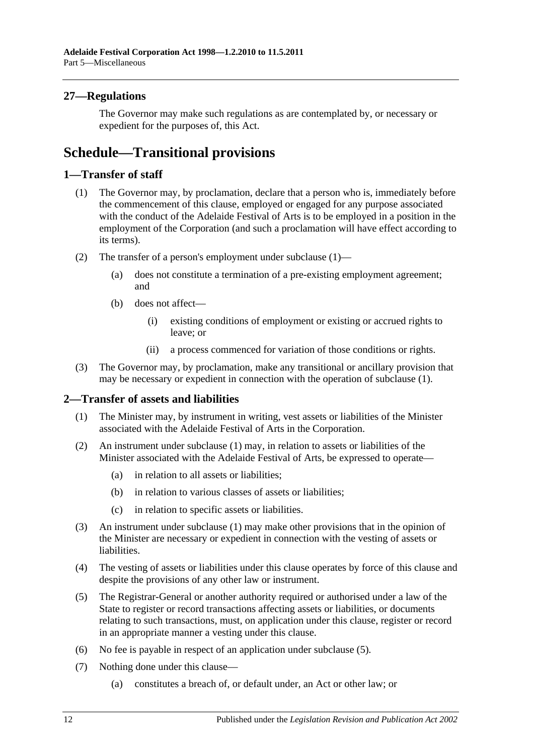## 27—Regulations

The Governor may make such regulations as are contemplated by, or necessary or expedient for the purposes of, this Act.

# Schedule—Transitional provisions

## 1—Transfer of staff

(1) The Governor may, by proclamation, declare that a person who is, immediately before the commencement of this clause, employed or engaged for any purpose associated with the conduct of the Adelaide Festival of Arts is to be employed in a position in the employment of the Corporation (and such a proclamation will have effect according to its terms).

(2) The transfer of a person's employment under subclause (1)—

(a) does not constitute a termination of a pre-existing employment agreement; and

(b) does not affect—

(i) existing conditions of employment or existing or accrued rights to leave; or

(ii) a process commenced for variation of those conditions or rights.

(3) The Governor may, by proclamation, make any transitional or ancillary provision that may be necessary or expedient in connection with the operation of subclause (1).

## 2—Transfer of assets and liabilities

(1) The Minister may, by instrument in writing, vest assets or liabilities of the Minister associated with the Adelaide Festival of Arts in the Corporation.

(2) An instrument under subclause (1) may, in relation to assets or liabilities of the Minister associated with the Adelaide Festival of Arts, be expressed to operate—

(a) in relation to all assets or liabilities;

(b) in relation to various classes of assets or liabilities;

(c) in relation to specific assets or liabilities.

(3) An instrument under subclause (1) may make other provisions that in the opinion of the Minister are necessary or expedient in connection with the vesting of assets or liabilities.

(4) The vesting of assets or liabilities under this clause operates by force of this clause and despite the provisions of any other law or instrument.

(5) The Registrar-General or another authority required or authorised under a law of the State to register or record transactions affecting assets or liabilities, or documents relating to such transactions, must, on application under this clause, register or record in an appropriate manner a vesting under this clause.

(6) No fee is payable in respect of an application under subclause (5).

(7) Nothing done under this clause—

(a) constitutes a breach of, or default under, an Act or other law; or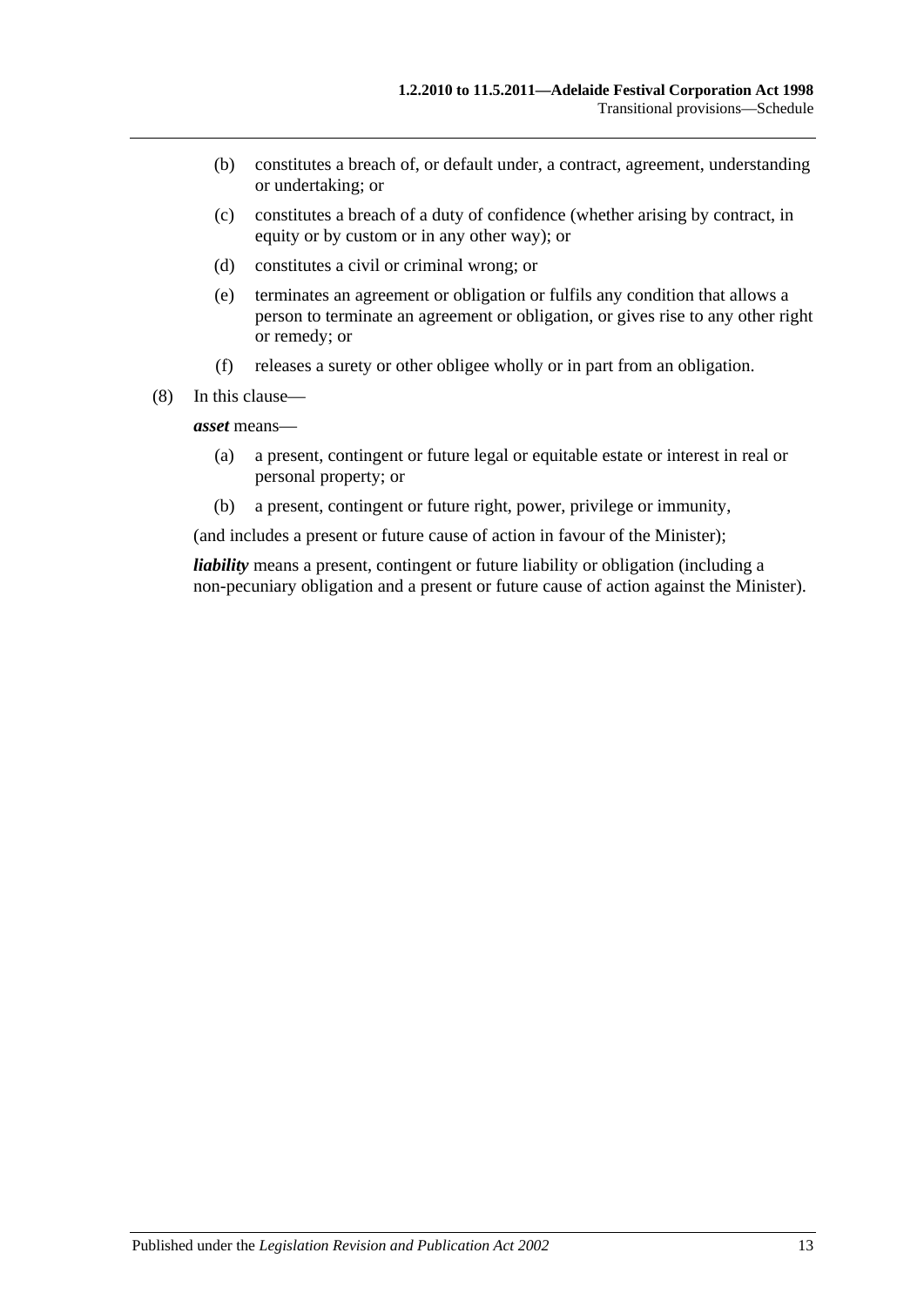(b) constitutes a breach of, or default under, a contract, agreement, understanding or undertaking; or

(c) constitutes a breach of a duty of confidence (whether arising by contract, in equity or by custom or in any other way); or

(d) constitutes a civil or criminal wrong; or

(e) terminates an agreement or obligation or fulfils any condition that allows a person to terminate an agreement or obligation, or gives rise to any other right or remedy; or

(f) releases a surety or other obligee wholly or in part from an obligation.

(8) In this clause—

***asset*** means—

(a) a present, contingent or future legal or equitable estate or interest in real or personal property; or

(b) a present, contingent or future right, power, privilege or immunity,

(and includes a present or future cause of action in favour of the Minister);

***liability*** means a present, contingent or future liability or obligation (including a non-pecuniary obligation and a present or future cause of action against the Minister).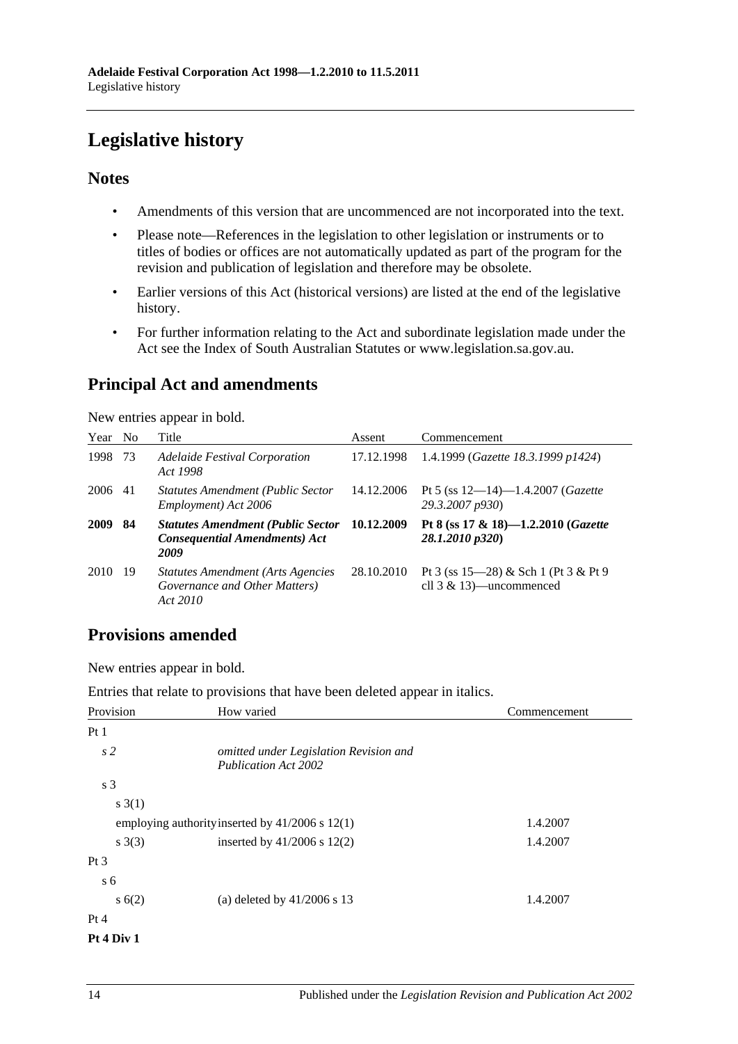# Legislative history

## Notes

- Amendments of this version that are uncommenced are not incorporated into the text.
- Please note—References in the legislation to other legislation or instruments or to titles of bodies or offices are not automatically updated as part of the program for the revision and publication of legislation and therefore may be obsolete.
- Earlier versions of this Act (historical versions) are listed at the end of the legislative history.
- For further information relating to the Act and subordinate legislation made under the Act see the Index of South Australian Statutes or www.legislation.sa.gov.au.

## Principal Act and amendments

New entries appear in bold.

| Year | No | Title | Assent | Commencement |
|---|---|---|---|---|
| 1998 | 73 | *Adelaide Festival Corporation Act 1998* | 17.12.1998 | 1.4.1999 (*Gazette 18.3.1999 p1424*) |
| 2006 | 41 | *Statutes Amendment (Public Sector Employment) Act 2006* | 14.12.2006 | Pt 5 (ss 12—14)—1.4.2007 (*Gazette 29.3.2007 p930*) |
| **2009** | **84** | ***Statutes Amendment (Public Sector Consequential Amendments) Act 2009*** | **10.12.2009** | **Pt 8 (ss 17 & 18)—1.2.2010 (*Gazette 28.1.2010 p320*)** |
| 2010 | 19 | *Statutes Amendment (Arts Agencies Governance and Other Matters) Act 2010* | 28.10.2010 | Pt 3 (ss 15—28) & Sch 1 (Pt 3 & Pt 9 cll 3 & 13)—uncommenced |

## Provisions amended

New entries appear in bold.

Entries that relate to provisions that have been deleted appear in italics.

| Provision | How varied | Commencement |
|---|---|---|
| Pt 1 | | |
| *s 2* | *omitted under Legislation Revision and Publication Act 2002* | |
| s 3 | | |
| s 3(1) | | |
| employing authority | inserted by 41/2006 s 12(1) | 1.4.2007 |
| s 3(3) | inserted by 41/2006 s 12(2) | 1.4.2007 |
| Pt 3 | | |
| s 6 | | |
| s 6(2) | (a) deleted by 41/2006 s 13 | 1.4.2007 |
| Pt 4 | | |
| **Pt 4 Div 1** | | |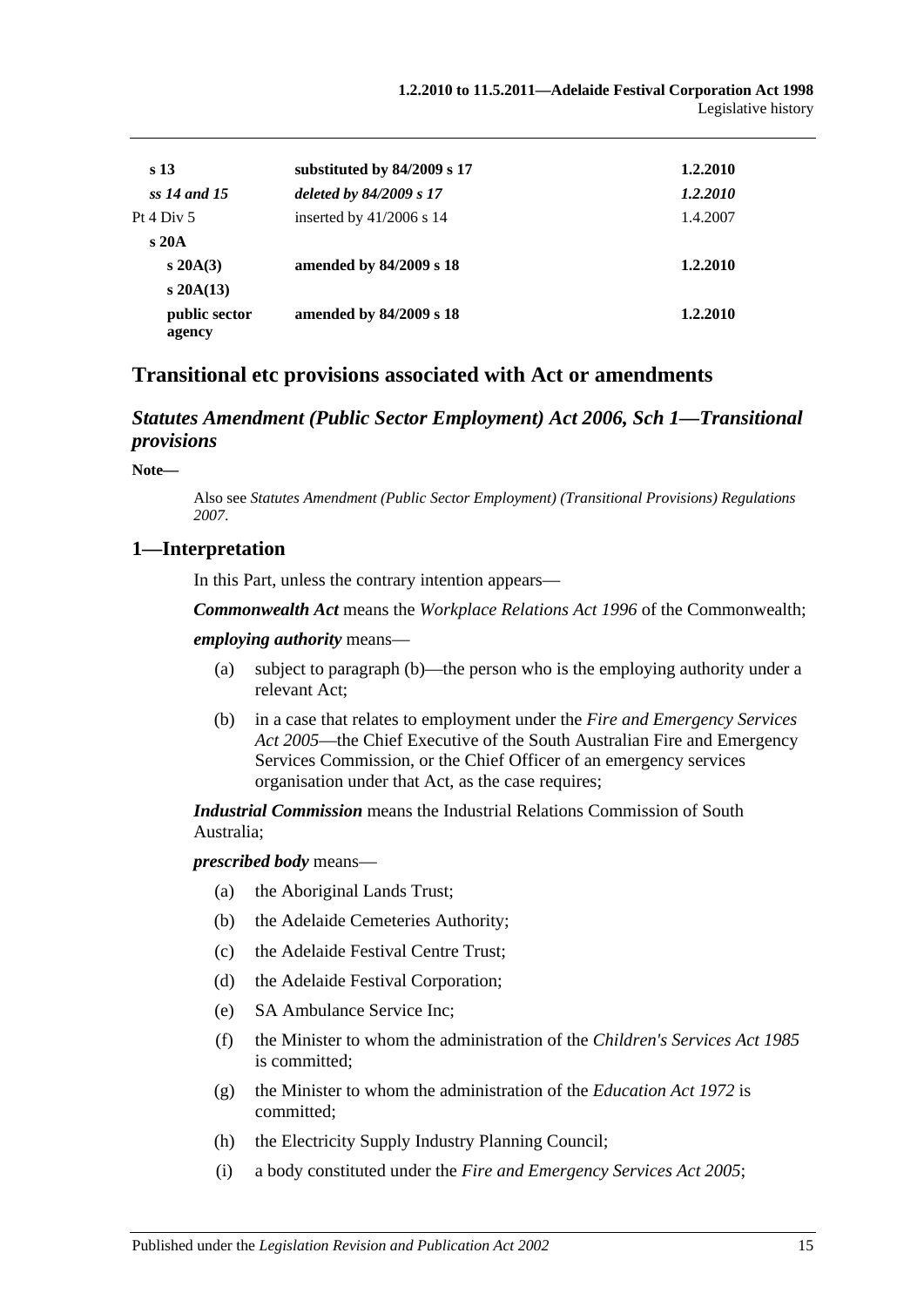| | | |
|---|---|---|
| **s 13** | **substituted by 84/2009 s 17** | **1.2.2010** |
| ***ss 14 and 15*** | ***deleted by 84/2009 s 17*** | ***1.2.2010*** |
| Pt 4 Div 5 | inserted by 41/2006 s 14 | 1.4.2007 |
| **s 20A** | | |
| **s 20A(3)** | **amended by 84/2009 s 18** | **1.2.2010** |
| **s 20A(13)** | | |
| **public sector agency** | **amended by 84/2009 s 18** | **1.2.2010** |

## Transitional etc provisions associated with Act or amendments

### *Statutes Amendment (Public Sector Employment) Act 2006, Sch 1—Transitional provisions*

**Note—**

Also see *Statutes Amendment (Public Sector Employment) (Transitional Provisions) Regulations 2007*.

## 1—Interpretation

In this Part, unless the contrary intention appears—

***Commonwealth Act*** means the *Workplace Relations Act 1996* of the Commonwealth;

***employing authority*** means—

(a) subject to paragraph (b)—the person who is the employing authority under a relevant Act;

(b) in a case that relates to employment under the *Fire and Emergency Services Act 2005*—the Chief Executive of the South Australian Fire and Emergency Services Commission, or the Chief Officer of an emergency services organisation under that Act, as the case requires;

***Industrial Commission*** means the Industrial Relations Commission of South Australia;

***prescribed body*** means—

(a) the Aboriginal Lands Trust;

(b) the Adelaide Cemeteries Authority;

(c) the Adelaide Festival Centre Trust;

(d) the Adelaide Festival Corporation;

(e) SA Ambulance Service Inc;

(f) the Minister to whom the administration of the *Children's Services Act 1985* is committed;

(g) the Minister to whom the administration of the *Education Act 1972* is committed;

(h) the Electricity Supply Industry Planning Council;

(i) a body constituted under the *Fire and Emergency Services Act 2005*;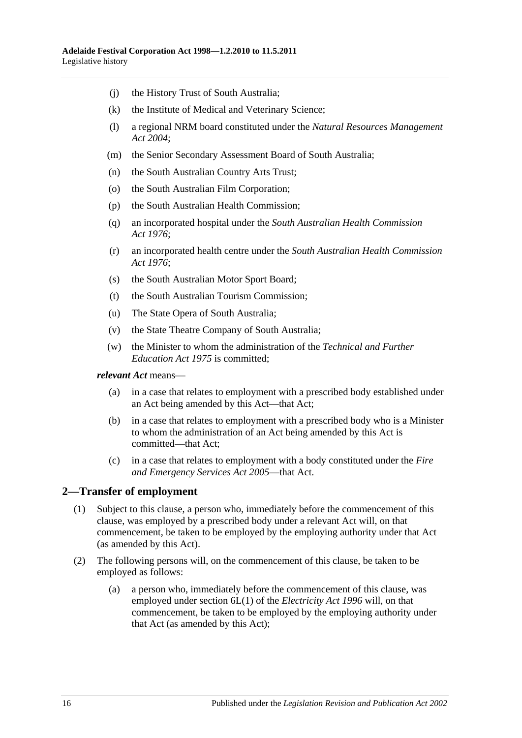(j) the History Trust of South Australia;

(k) the Institute of Medical and Veterinary Science;

(l) a regional NRM board constituted under the *Natural Resources Management Act 2004*;

(m) the Senior Secondary Assessment Board of South Australia;

(n) the South Australian Country Arts Trust;

(o) the South Australian Film Corporation;

(p) the South Australian Health Commission;

(q) an incorporated hospital under the *South Australian Health Commission Act 1976*;

(r) an incorporated health centre under the *South Australian Health Commission Act 1976*;

(s) the South Australian Motor Sport Board;

(t) the South Australian Tourism Commission;

(u) The State Opera of South Australia;

(v) the State Theatre Company of South Australia;

(w) the Minister to whom the administration of the *Technical and Further Education Act 1975* is committed;

***relevant Act*** means—

(a) in a case that relates to employment with a prescribed body established under an Act being amended by this Act—that Act;

(b) in a case that relates to employment with a prescribed body who is a Minister to whom the administration of an Act being amended by this Act is committed—that Act;

(c) in a case that relates to employment with a body constituted under the *Fire and Emergency Services Act 2005*—that Act.

## 2—Transfer of employment

(1) Subject to this clause, a person who, immediately before the commencement of this clause, was employed by a prescribed body under a relevant Act will, on that commencement, be taken to be employed by the employing authority under that Act (as amended by this Act).

(2) The following persons will, on the commencement of this clause, be taken to be employed as follows:

(a) a person who, immediately before the commencement of this clause, was employed under section 6L(1) of the *Electricity Act 1996* will, on that commencement, be taken to be employed by the employing authority under that Act (as amended by this Act);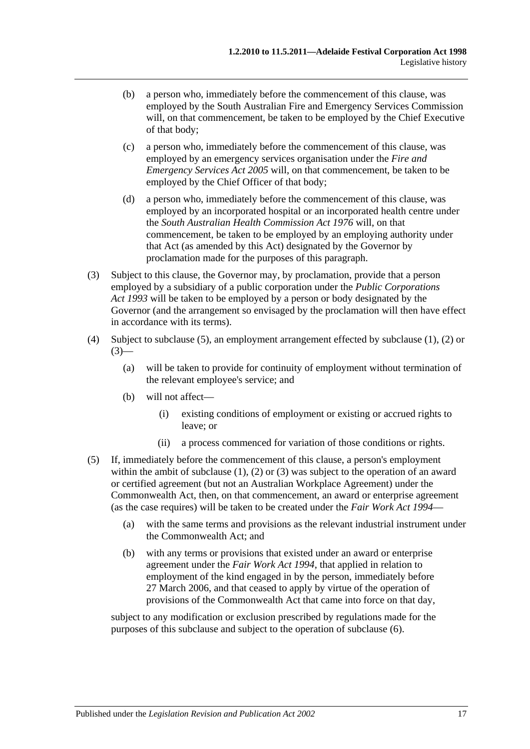(b) a person who, immediately before the commencement of this clause, was employed by the South Australian Fire and Emergency Services Commission will, on that commencement, be taken to be employed by the Chief Executive of that body;

(c) a person who, immediately before the commencement of this clause, was employed by an emergency services organisation under the *Fire and Emergency Services Act 2005* will, on that commencement, be taken to be employed by the Chief Officer of that body;

(d) a person who, immediately before the commencement of this clause, was employed by an incorporated hospital or an incorporated health centre under the *South Australian Health Commission Act 1976* will, on that commencement, be taken to be employed by an employing authority under that Act (as amended by this Act) designated by the Governor by proclamation made for the purposes of this paragraph.

(3) Subject to this clause, the Governor may, by proclamation, provide that a person employed by a subsidiary of a public corporation under the *Public Corporations Act 1993* will be taken to be employed by a person or body designated by the Governor (and the arrangement so envisaged by the proclamation will then have effect in accordance with its terms).

(4) Subject to subclause (5), an employment arrangement effected by subclause (1), (2) or (3)—

(a) will be taken to provide for continuity of employment without termination of the relevant employee's service; and

(b) will not affect—

(i) existing conditions of employment or existing or accrued rights to leave; or

(ii) a process commenced for variation of those conditions or rights.

(5) If, immediately before the commencement of this clause, a person's employment within the ambit of subclause (1), (2) or (3) was subject to the operation of an award or certified agreement (but not an Australian Workplace Agreement) under the Commonwealth Act, then, on that commencement, an award or enterprise agreement (as the case requires) will be taken to be created under the *Fair Work Act 1994*—

(a) with the same terms and provisions as the relevant industrial instrument under the Commonwealth Act; and

(b) with any terms or provisions that existed under an award or enterprise agreement under the *Fair Work Act 1994*, that applied in relation to employment of the kind engaged in by the person, immediately before 27 March 2006, and that ceased to apply by virtue of the operation of provisions of the Commonwealth Act that came into force on that day,

subject to any modification or exclusion prescribed by regulations made for the purposes of this subclause and subject to the operation of subclause (6).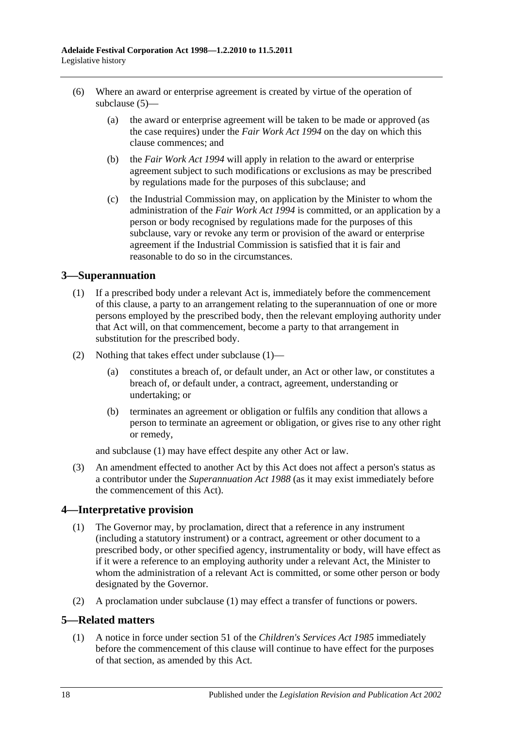(6) Where an award or enterprise agreement is created by virtue of the operation of subclause (5)—

(a) the award or enterprise agreement will be taken to be made or approved (as the case requires) under the *Fair Work Act 1994* on the day on which this clause commences; and

(b) the *Fair Work Act 1994* will apply in relation to the award or enterprise agreement subject to such modifications or exclusions as may be prescribed by regulations made for the purposes of this subclause; and

(c) the Industrial Commission may, on application by the Minister to whom the administration of the *Fair Work Act 1994* is committed, or an application by a person or body recognised by regulations made for the purposes of this subclause, vary or revoke any term or provision of the award or enterprise agreement if the Industrial Commission is satisfied that it is fair and reasonable to do so in the circumstances.

## 3—Superannuation

(1) If a prescribed body under a relevant Act is, immediately before the commencement of this clause, a party to an arrangement relating to the superannuation of one or more persons employed by the prescribed body, then the relevant employing authority under that Act will, on that commencement, become a party to that arrangement in substitution for the prescribed body.

(2) Nothing that takes effect under subclause (1)—

(a) constitutes a breach of, or default under, an Act or other law, or constitutes a breach of, or default under, a contract, agreement, understanding or undertaking; or

(b) terminates an agreement or obligation or fulfils any condition that allows a person to terminate an agreement or obligation, or gives rise to any other right or remedy,

and subclause (1) may have effect despite any other Act or law.

(3) An amendment effected to another Act by this Act does not affect a person's status as a contributor under the *Superannuation Act 1988* (as it may exist immediately before the commencement of this Act).

## 4—Interpretative provision

(1) The Governor may, by proclamation, direct that a reference in any instrument (including a statutory instrument) or a contract, agreement or other document to a prescribed body, or other specified agency, instrumentality or body, will have effect as if it were a reference to an employing authority under a relevant Act, the Minister to whom the administration of a relevant Act is committed, or some other person or body designated by the Governor.

(2) A proclamation under subclause (1) may effect a transfer of functions or powers.

## 5—Related matters

(1) A notice in force under section 51 of the *Children's Services Act 1985* immediately before the commencement of this clause will continue to have effect for the purposes of that section, as amended by this Act.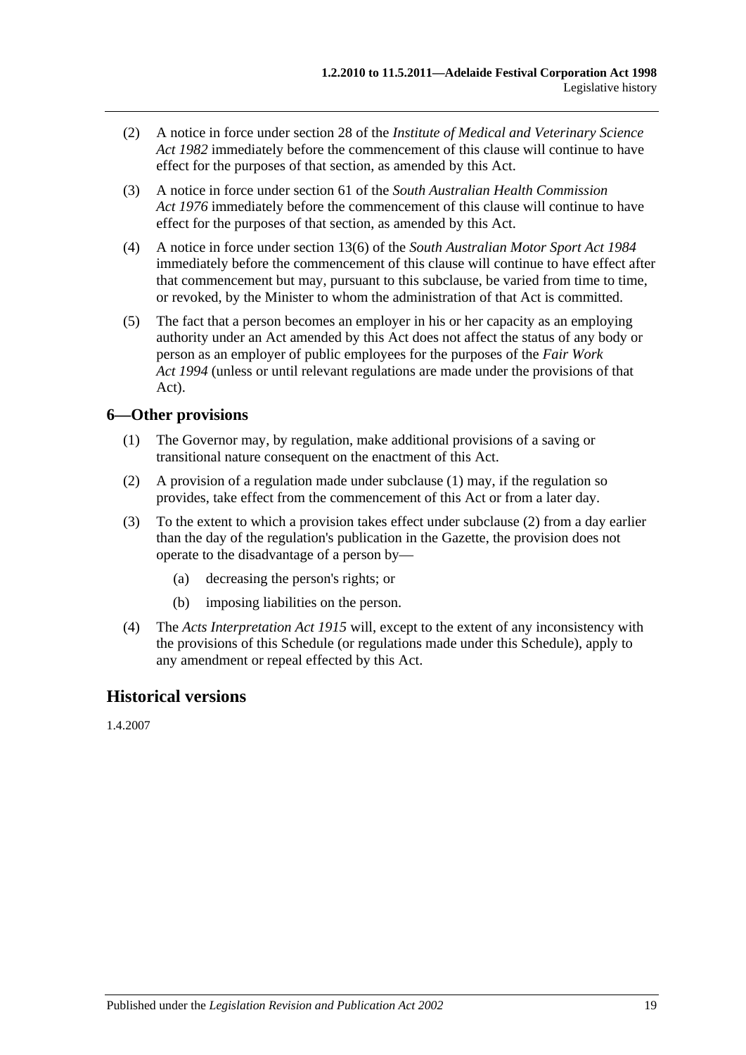(2) A notice in force under section 28 of the *Institute of Medical and Veterinary Science Act 1982* immediately before the commencement of this clause will continue to have effect for the purposes of that section, as amended by this Act.

(3) A notice in force under section 61 of the *South Australian Health Commission Act 1976* immediately before the commencement of this clause will continue to have effect for the purposes of that section, as amended by this Act.

(4) A notice in force under section 13(6) of the *South Australian Motor Sport Act 1984* immediately before the commencement of this clause will continue to have effect after that commencement but may, pursuant to this subclause, be varied from time to time, or revoked, by the Minister to whom the administration of that Act is committed.

(5) The fact that a person becomes an employer in his or her capacity as an employing authority under an Act amended by this Act does not affect the status of any body or person as an employer of public employees for the purposes of the *Fair Work Act 1994* (unless or until relevant regulations are made under the provisions of that Act).

### 6—Other provisions

(1) The Governor may, by regulation, make additional provisions of a saving or transitional nature consequent on the enactment of this Act.

(2) A provision of a regulation made under subclause (1) may, if the regulation so provides, take effect from the commencement of this Act or from a later day.

(3) To the extent to which a provision takes effect under subclause (2) from a day earlier than the day of the regulation's publication in the Gazette, the provision does not operate to the disadvantage of a person by—

(a) decreasing the person's rights; or

(b) imposing liabilities on the person.

(4) The *Acts Interpretation Act 1915* will, except to the extent of any inconsistency with the provisions of this Schedule (or regulations made under this Schedule), apply to any amendment or repeal effected by this Act.

## Historical versions

1.4.2007